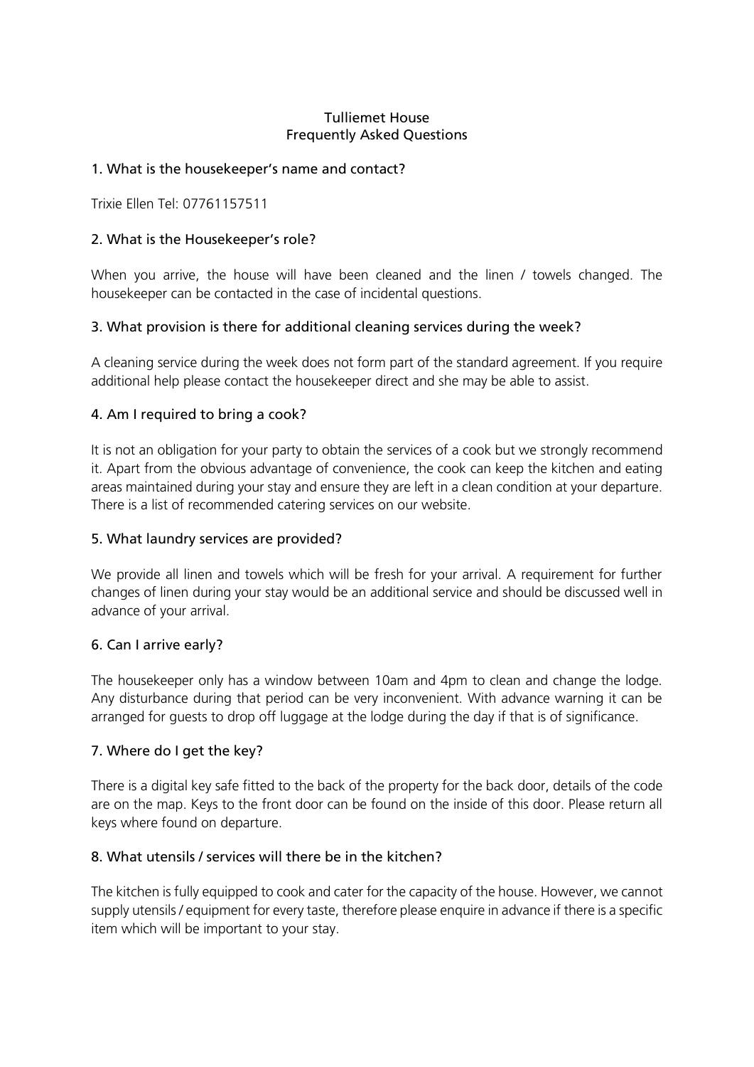# Tulliemet House
## Frequently Asked Questions

### 1. What is the housekeeper's name and contact?

Trixie Ellen Tel: 07761157511

### 2. What is the Housekeeper's role?

When you arrive, the house will have been cleaned and the linen / towels changed. The housekeeper can be contacted in the case of incidental questions.

### 3. What provision is there for additional cleaning services during the week?

A cleaning service during the week does not form part of the standard agreement. If you require additional help please contact the housekeeper direct and she may be able to assist.

### 4. Am I required to bring a cook?

It is not an obligation for your party to obtain the services of a cook but we strongly recommend it. Apart from the obvious advantage of convenience, the cook can keep the kitchen and eating areas maintained during your stay and ensure they are left in a clean condition at your departure. There is a list of recommended catering services on our website.

### 5. What laundry services are provided?

We provide all linen and towels which will be fresh for your arrival. A requirement for further changes of linen during your stay would be an additional service and should be discussed well in advance of your arrival.

### 6. Can I arrive early?

The housekeeper only has a window between 10am and 4pm to clean and change the lodge. Any disturbance during that period can be very inconvenient. With advance warning it can be arranged for guests to drop off luggage at the lodge during the day if that is of significance.

### 7. Where do I get the key?

There is a digital key safe fitted to the back of the property for the back door, details of the code are on the map. Keys to the front door can be found on the inside of this door. Please return all keys where found on departure.

### 8. What utensils / services will there be in the kitchen?

The kitchen is fully equipped to cook and cater for the capacity of the house. However, we cannot supply utensils / equipment for every taste, therefore please enquire in advance if there is a specific item which will be important to your stay.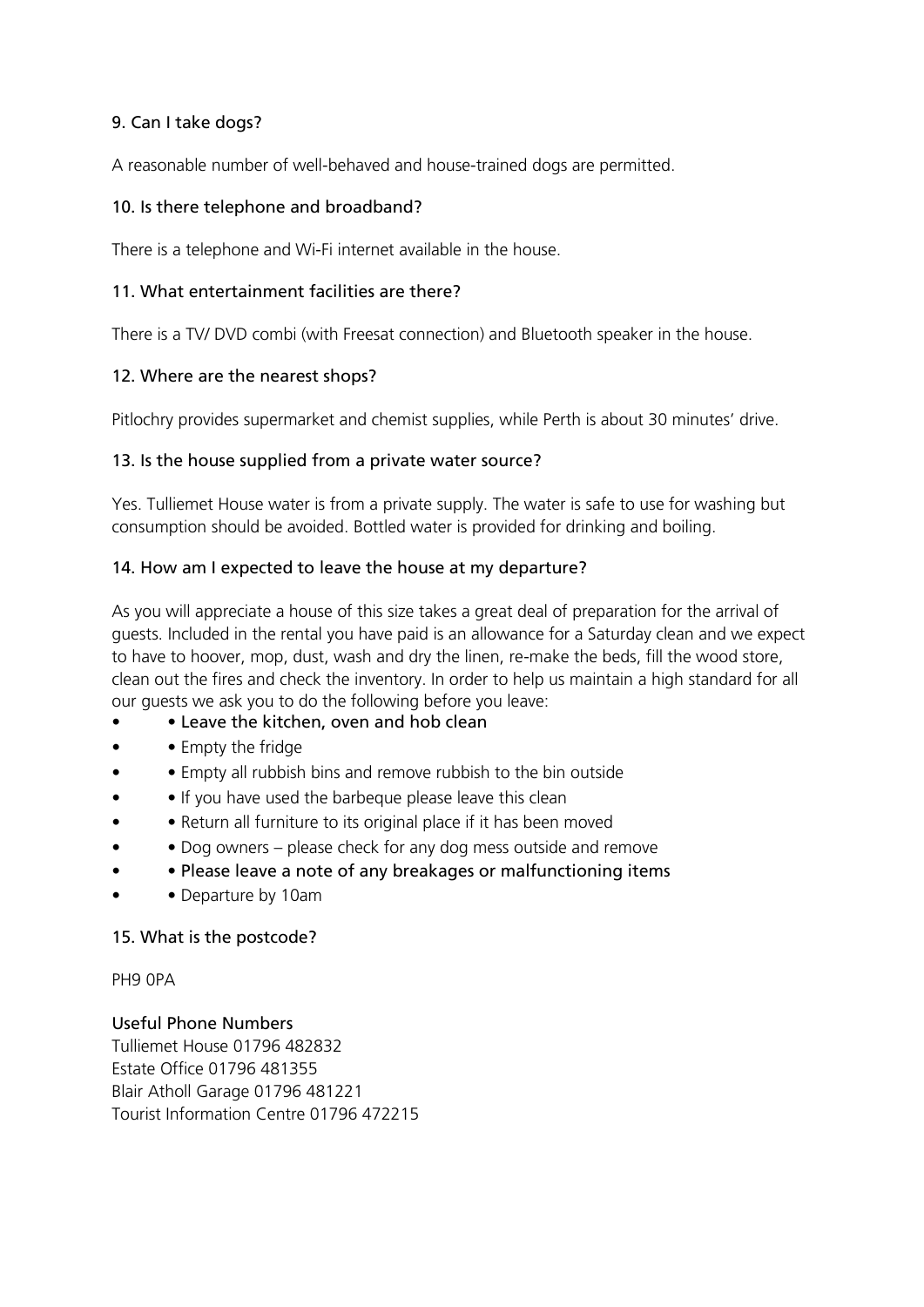9. Can I take dogs?

A reasonable number of well-behaved and house-trained dogs are permitted.

10. Is there telephone and broadband?

There is a telephone and Wi-Fi internet available in the house.

11. What entertainment facilities are there?

There is a TV/ DVD combi (with Freesat connection) and Bluetooth speaker in the house.

12. Where are the nearest shops?

Pitlochry provides supermarket and chemist supplies, while Perth is about 30 minutes' drive.

13. Is the house supplied from a private water source?

Yes. Tulliemet House water is from a private supply. The water is safe to use for washing but consumption should be avoided. Bottled water is provided for drinking and boiling.

14. How am I expected to leave the house at my departure?

As you will appreciate a house of this size takes a great deal of preparation for the arrival of guests. Included in the rental you have paid is an allowance for a Saturday clean and we expect to have to hoover, mop, dust, wash and dry the linen, re-make the beds, fill the wood store, clean out the fires and check the inventory. In order to help us maintain a high standard for all our guests we ask you to do the following before you leave:

- • Leave the kitchen, oven and hob clean
- • Empty the fridge
- • Empty all rubbish bins and remove rubbish to the bin outside
- • If you have used the barbeque please leave this clean
- • Return all furniture to its original place if it has been moved
- • Dog owners – please check for any dog mess outside and remove
- • Please leave a note of any breakages or malfunctioning items
- • Departure by 10am

15. What is the postcode?

PH9 0PA

Useful Phone Numbers
Tulliemet House 01796 482832
Estate Office 01796 481355
Blair Atholl Garage 01796 481221
Tourist Information Centre 01796 472215